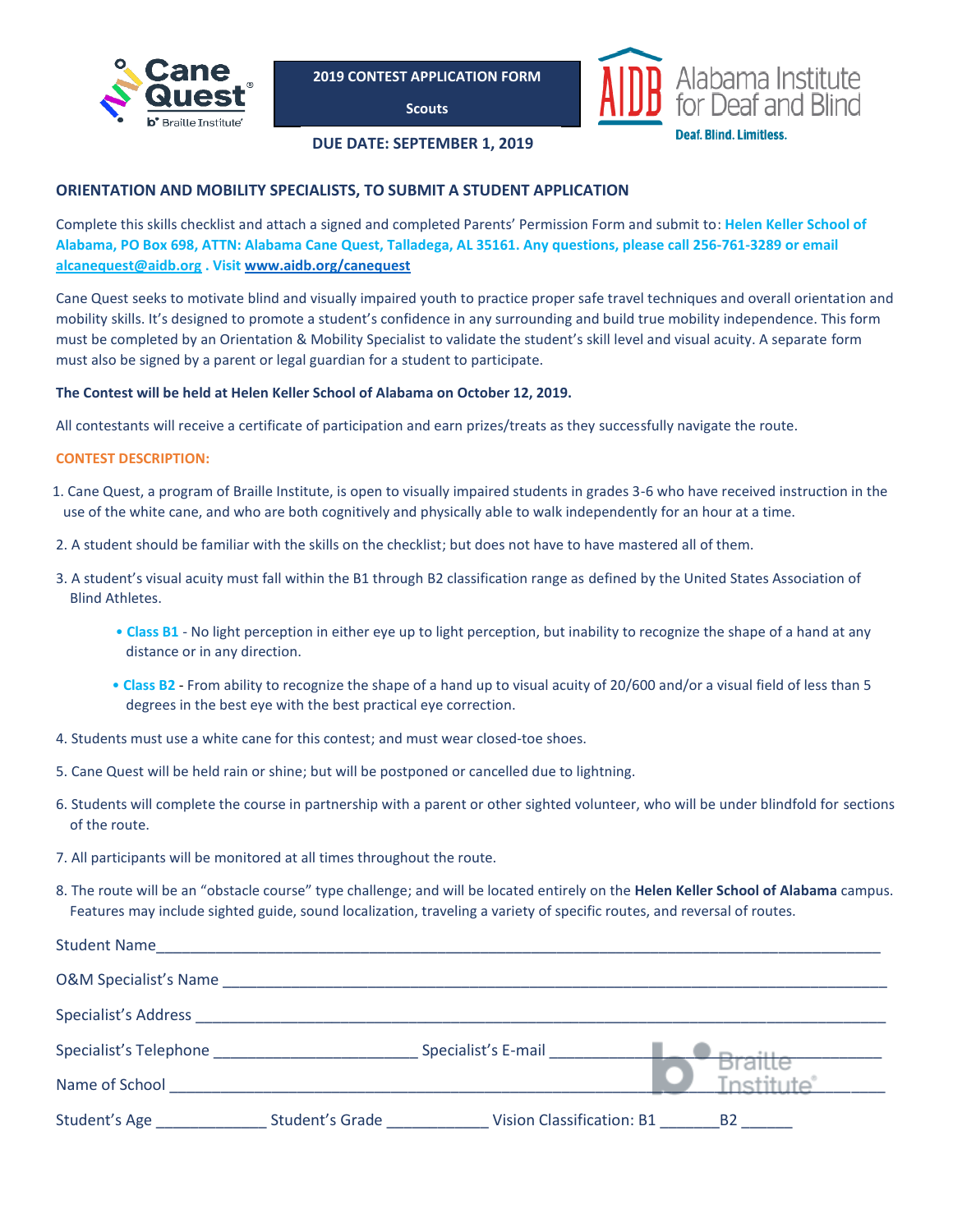**2019 CONTEST APPLICATION FORM**

**Scouts**

**DUE DATE: SEPTEMBER 1, 2019**

Alabama Institute for Deaf and Blind

Deaf. Blind. Limitless.

## ORIENTATION AND MOBILITY SPECIALISTS, TO SUBMIT A STUDENT APPLICATION

Complete this skills checklist and attach a signed and completed Parents' Permission Form and submit to: **Helen Keller School of Alabama, PO Box 698, ATTN: Alabama Cane Quest, Talladega, AL 35161. Any questions, please call 256-761-3289 or email alcanequest@aidb.org . Visit www.aidb.org/canequest**

Cane Quest seeks to motivate blind and visually impaired youth to practice proper safe travel techniques and overall orientation and mobility skills. It's designed to promote a student's confidence in any surrounding and build true mobility independence. This form must be completed by an Orientation & Mobility Specialist to validate the student's skill level and visual acuity. A separate form must also be signed by a parent or legal guardian for a student to participate.

**The Contest will be held at Helen Keller School of Alabama on October 12, 2019.**

All contestants will receive a certificate of participation and earn prizes/treats as they successfully navigate the route.

**CONTEST DESCRIPTION:**

1. Cane Quest, a program of Braille Institute, is open to visually impaired students in grades 3-6 who have received instruction in the use of the white cane, and who are both cognitively and physically able to walk independently for an hour at a time.
2. A student should be familiar with the skills on the checklist; but does not have to have mastered all of them.
3. A student's visual acuity must fall within the B1 through B2 classification range as defined by the United States Association of Blind Athletes.
   - **Class B1** - No light perception in either eye up to light perception, but inability to recognize the shape of a hand at any distance or in any direction.
   - **Class B2** - From ability to recognize the shape of a hand up to visual acuity of 20/600 and/or a visual field of less than 5 degrees in the best eye with the best practical eye correction.
4. Students must use a white cane for this contest; and must wear closed-toe shoes.
5. Cane Quest will be held rain or shine; but will be postponed or cancelled due to lightning.
6. Students will complete the course in partnership with a parent or other sighted volunteer, who will be under blindfold for sections of the route.
7. All participants will be monitored at all times throughout the route.
8. The route will be an "obstacle course" type challenge; and will be located entirely on the **Helen Keller School of Alabama** campus. Features may include sighted guide, sound localization, traveling a variety of specific routes, and reversal of routes.

Student Name ______________________________________________

O&M Specialist's Name ______________________________________________

Specialist's Address ______________________________________________

Specialist's Telephone ____________________ Specialist's E-mail ____________________

Name of School ______________________________________________

Student's Age __________ Student's Grade __________ Vision Classification: B1 ______ B2 ______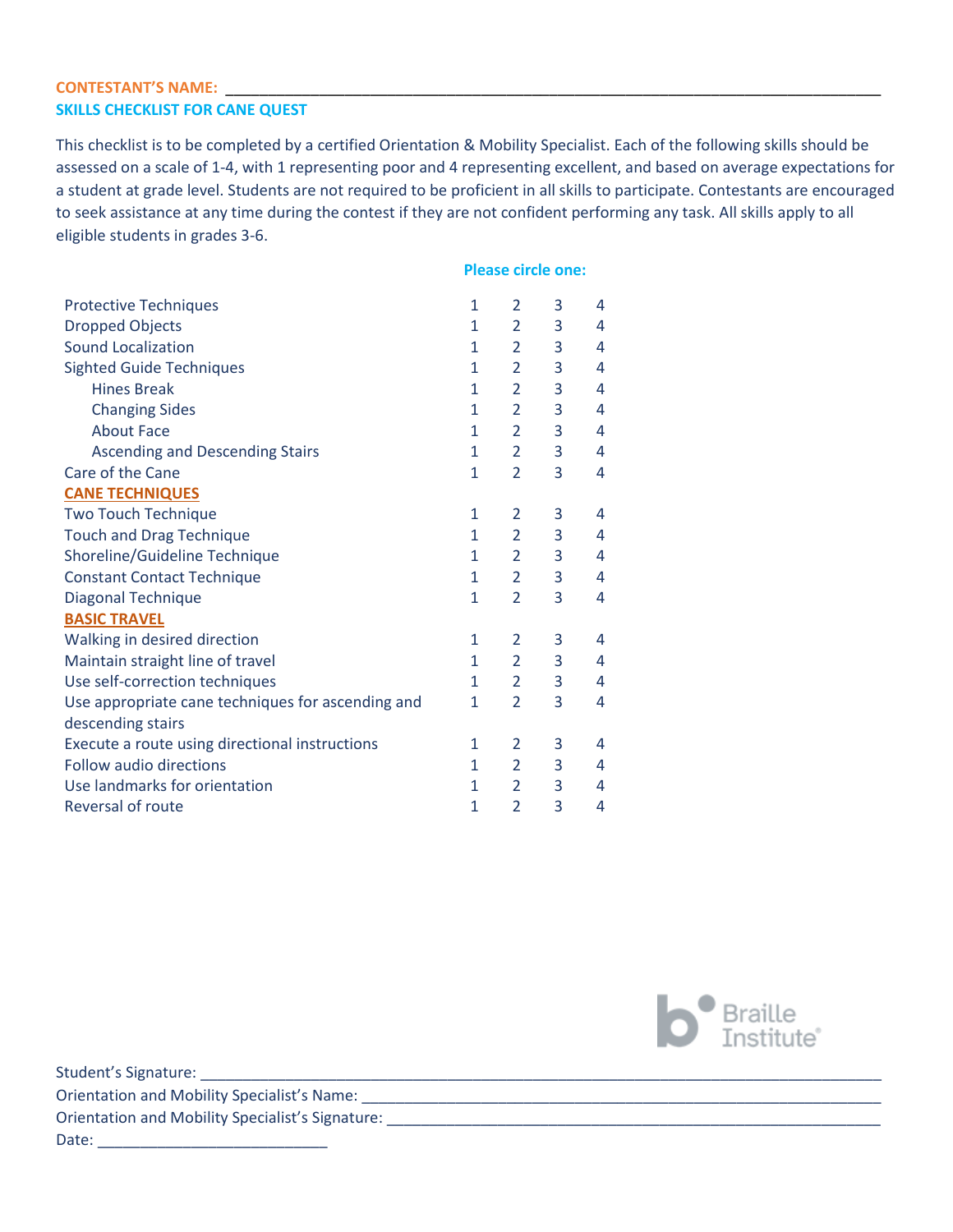**CONTESTANT'S NAME:** ________________________________________________________________________________

**SKILLS CHECKLIST FOR CANE QUEST**

This checklist is to be completed by a certified Orientation & Mobility Specialist. Each of the following skills should be assessed on a scale of 1-4, with 1 representing poor and 4 representing excellent, and based on average expectations for a student at grade level. Students are not required to be proficient in all skills to participate. Contestants are encouraged to seek assistance at any time during the contest if they are not confident performing any task. All skills apply to all eligible students in grades 3-6.

| | Please circle one: | | | |
|---|---|---|---|---|
| Protective Techniques | 1 | 2 | 3 | 4 |
| Dropped Objects | 1 | 2 | 3 | 4 |
| Sound Localization | 1 | 2 | 3 | 4 |
| Sighted Guide Techniques | 1 | 2 | 3 | 4 |
| Hines Break | 1 | 2 | 3 | 4 |
| Changing Sides | 1 | 2 | 3 | 4 |
| About Face | 1 | 2 | 3 | 4 |
| Ascending and Descending Stairs | 1 | 2 | 3 | 4 |
| Care of the Cane | 1 | 2 | 3 | 4 |
| **CANE TECHNIQUES** | | | | |
| Two Touch Technique | 1 | 2 | 3 | 4 |
| Touch and Drag Technique | 1 | 2 | 3 | 4 |
| Shoreline/Guideline Technique | 1 | 2 | 3 | 4 |
| Constant Contact Technique | 1 | 2 | 3 | 4 |
| Diagonal Technique | 1 | 2 | 3 | 4 |
| **BASIC TRAVEL** | | | | |
| Walking in desired direction | 1 | 2 | 3 | 4 |
| Maintain straight line of travel | 1 | 2 | 3 | 4 |
| Use self-correction techniques | 1 | 2 | 3 | 4 |
| Use appropriate cane techniques for ascending and descending stairs | 1 | 2 | 3 | 4 |
| Execute a route using directional instructions | 1 | 2 | 3 | 4 |
| Follow audio directions | 1 | 2 | 3 | 4 |
| Use landmarks for orientation | 1 | 2 | 3 | 4 |
| Reversal of route | 1 | 2 | 3 | 4 |

Braille Institute®

Student's Signature: ________________________________________________________________________________

Orientation and Mobility Specialist's Name: ______________________________________________________________

Orientation and Mobility Specialist's Signature: ____________________________________________________________

Date: ___________________________